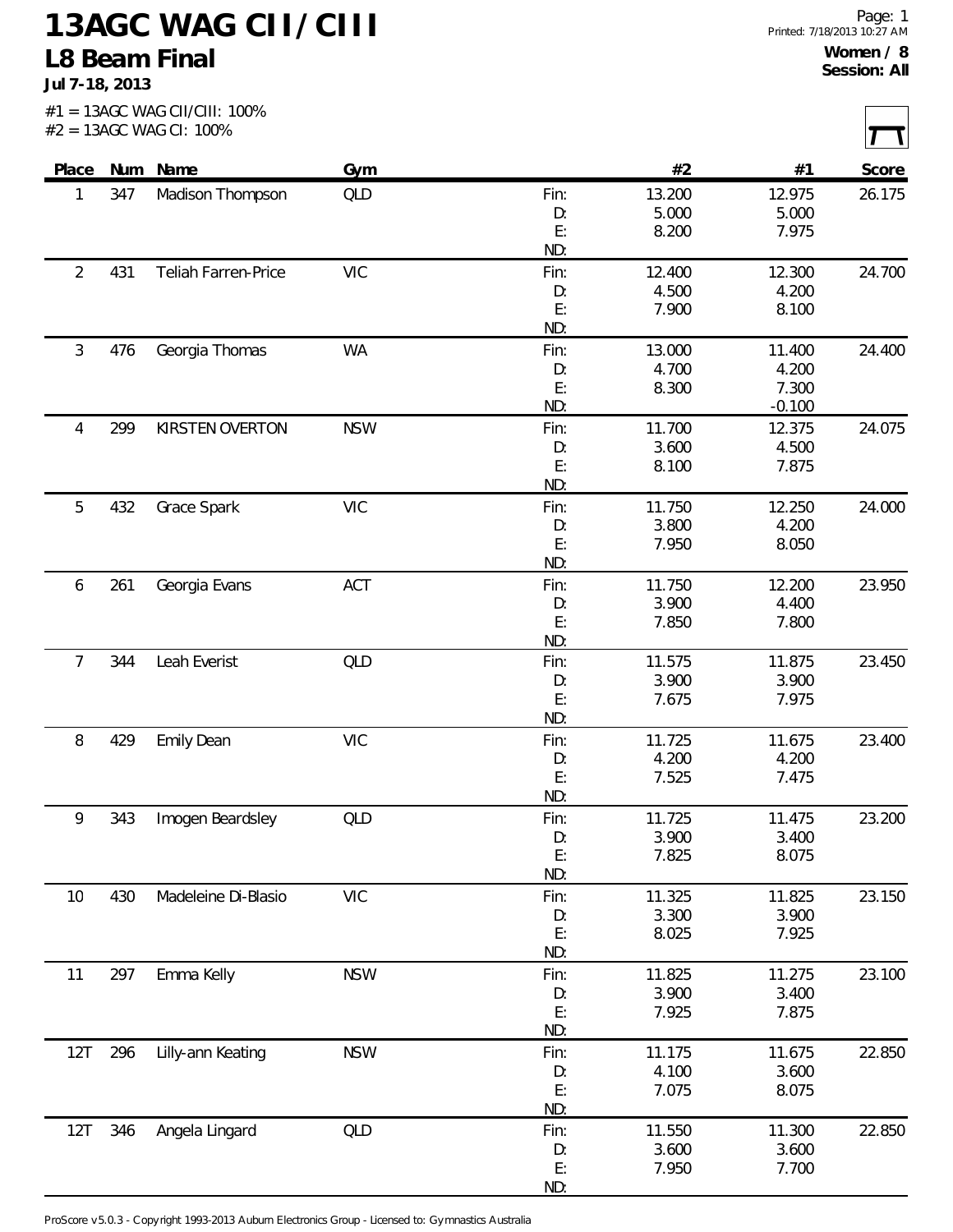# 13AGC WAG CII / CIII

## L8 Beam Final

**Jul 7-18, 2013**

#1 = 13AGC WAG CII/CIII: 100%
#2 = 13AGC WAG CI: 100%

**Women / 8**
**Session: All**

| Place | Num | Name | Gym | | #2 | #1 | Score |
|---|---|---|---|---|---|---|---|
| 1 | 347 | Madison Thompson | QLD | Fin: | 13.200 | 12.975 | 26.175 |
| | | | | D: | 5.000 | 5.000 | |
| | | | | E: | 8.200 | 7.975 | |
| | | | | ND: | | | |
| 2 | 431 | Teliah Farren-Price | VIC | Fin: | 12.400 | 12.300 | 24.700 |
| | | | | D: | 4.500 | 4.200 | |
| | | | | E: | 7.900 | 8.100 | |
| | | | | ND: | | | |
| 3 | 476 | Georgia Thomas | WA | Fin: | 13.000 | 11.400 | 24.400 |
| | | | | D: | 4.700 | 4.200 | |
| | | | | E: | 8.300 | 7.300 | |
| | | | | ND: | | -0.100 | |
| 4 | 299 | KIRSTEN OVERTON | NSW | Fin: | 11.700 | 12.375 | 24.075 |
| | | | | D: | 3.600 | 4.500 | |
| | | | | E: | 8.100 | 7.875 | |
| | | | | ND: | | | |
| 5 | 432 | Grace Spark | VIC | Fin: | 11.750 | 12.250 | 24.000 |
| | | | | D: | 3.800 | 4.200 | |
| | | | | E: | 7.950 | 8.050 | |
| | | | | ND: | | | |
| 6 | 261 | Georgia Evans | ACT | Fin: | 11.750 | 12.200 | 23.950 |
| | | | | D: | 3.900 | 4.400 | |
| | | | | E: | 7.850 | 7.800 | |
| | | | | ND: | | | |
| 7 | 344 | Leah Everist | QLD | Fin: | 11.575 | 11.875 | 23.450 |
| | | | | D: | 3.900 | 3.900 | |
| | | | | E: | 7.675 | 7.975 | |
| | | | | ND: | | | |
| 8 | 429 | Emily Dean | VIC | Fin: | 11.725 | 11.675 | 23.400 |
| | | | | D: | 4.200 | 4.200 | |
| | | | | E: | 7.525 | 7.475 | |
| | | | | ND: | | | |
| 9 | 343 | Imogen Beardsley | QLD | Fin: | 11.725 | 11.475 | 23.200 |
| | | | | D: | 3.900 | 3.400 | |
| | | | | E: | 7.825 | 8.075 | |
| | | | | ND: | | | |
| 10 | 430 | Madeleine Di-Blasio | VIC | Fin: | 11.325 | 11.825 | 23.150 |
| | | | | D: | 3.300 | 3.900 | |
| | | | | E: | 8.025 | 7.925 | |
| | | | | ND: | | | |
| 11 | 297 | Emma Kelly | NSW | Fin: | 11.825 | 11.275 | 23.100 |
| | | | | D: | 3.900 | 3.400 | |
| | | | | E: | 7.925 | 7.875 | |
| | | | | ND: | | | |
| 12T | 296 | Lilly-ann Keating | NSW | Fin: | 11.175 | 11.675 | 22.850 |
| | | | | D: | 4.100 | 3.600 | |
| | | | | E: | 7.075 | 8.075 | |
| | | | | ND: | | | |
| 12T | 346 | Angela Lingard | QLD | Fin: | 11.550 | 11.300 | 22.850 |
| | | | | D: | 3.600 | 3.600 | |
| | | | | E: | 7.950 | 7.700 | |
| | | | | ND: | | | |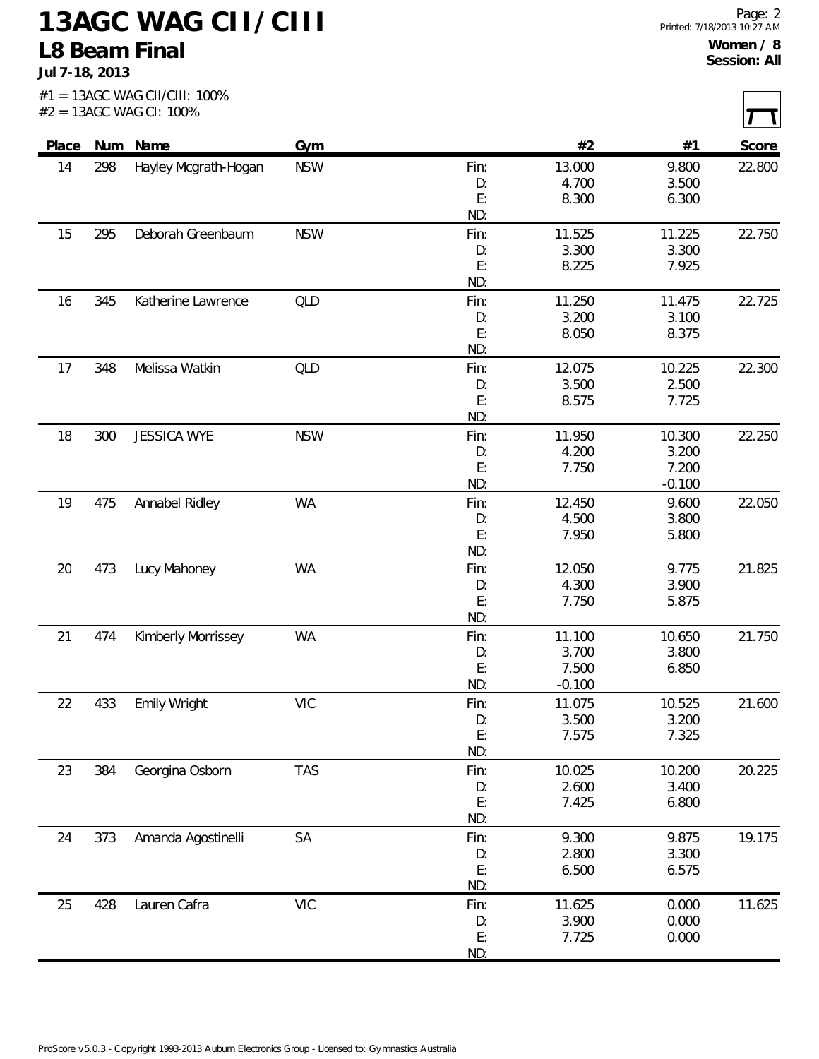# 13AGC WAG CII/CIII

## L8 Beam Final

**Jul 7-18, 2013**

**Women / 8**
**Session: All**

#1 = 13AGC WAG CII/CIII: 100%
#2 = 13AGC WAG CI: 100%

| Place | Num | Name | Gym | | #2 | #1 | Score |
|---|---|---|---|---|---|---|---|
| 14 | 298 | Hayley Mcgrath-Hogan | NSW | Fin: | 13.000 | 9.800 | 22.800 |
| | | | | D: | 4.700 | 3.500 | |
| | | | | E: | 8.300 | 6.300 | |
| | | | | ND: | | | |
| 15 | 295 | Deborah Greenbaum | NSW | Fin: | 11.525 | 11.225 | 22.750 |
| | | | | D: | 3.300 | 3.300 | |
| | | | | E: | 8.225 | 7.925 | |
| | | | | ND: | | | |
| 16 | 345 | Katherine Lawrence | QLD | Fin: | 11.250 | 11.475 | 22.725 |
| | | | | D: | 3.200 | 3.100 | |
| | | | | E: | 8.050 | 8.375 | |
| | | | | ND: | | | |
| 17 | 348 | Melissa Watkin | QLD | Fin: | 12.075 | 10.225 | 22.300 |
| | | | | D: | 3.500 | 2.500 | |
| | | | | E: | 8.575 | 7.725 | |
| | | | | ND: | | | |
| 18 | 300 | JESSICA WYE | NSW | Fin: | 11.950 | 10.300 | 22.250 |
| | | | | D: | 4.200 | 3.200 | |
| | | | | E: | 7.750 | 7.200 | |
| | | | | ND: | | -0.100 | |
| 19 | 475 | Annabel Ridley | WA | Fin: | 12.450 | 9.600 | 22.050 |
| | | | | D: | 4.500 | 3.800 | |
| | | | | E: | 7.950 | 5.800 | |
| | | | | ND: | | | |
| 20 | 473 | Lucy Mahoney | WA | Fin: | 12.050 | 9.775 | 21.825 |
| | | | | D: | 4.300 | 3.900 | |
| | | | | E: | 7.750 | 5.875 | |
| | | | | ND: | | | |
| 21 | 474 | Kimberly Morrissey | WA | Fin: | 11.100 | 10.650 | 21.750 |
| | | | | D: | 3.700 | 3.800 | |
| | | | | E: | 7.500 | 6.850 | |
| | | | | ND: | -0.100 | | |
| 22 | 433 | Emily Wright | VIC | Fin: | 11.075 | 10.525 | 21.600 |
| | | | | D: | 3.500 | 3.200 | |
| | | | | E: | 7.575 | 7.325 | |
| | | | | ND: | | | |
| 23 | 384 | Georgina Osborn | TAS | Fin: | 10.025 | 10.200 | 20.225 |
| | | | | D: | 2.600 | 3.400 | |
| | | | | E: | 7.425 | 6.800 | |
| | | | | ND: | | | |
| 24 | 373 | Amanda Agostinelli | SA | Fin: | 9.300 | 9.875 | 19.175 |
| | | | | D: | 2.800 | 3.300 | |
| | | | | E: | 6.500 | 6.575 | |
| | | | | ND: | | | |
| 25 | 428 | Lauren Cafra | VIC | Fin: | 11.625 | 0.000 | 11.625 |
| | | | | D: | 3.900 | 0.000 | |
| | | | | E: | 7.725 | 0.000 | |
| | | | | ND: | | | |

ProScore v5.0.3 - Copyright 1993-2013 Auburn Electronics Group - Licensed to: Gymnastics Australia